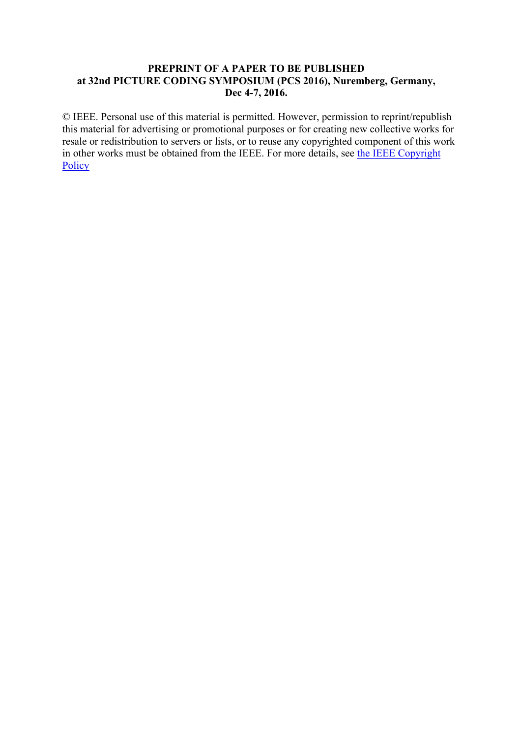**PREPRINT OF A PAPER TO BE PUBLISHED**
**at 32nd PICTURE CODING SYMPOSIUM (PCS 2016), Nuremberg, Germany, Dec 4-7, 2016.**

© IEEE. Personal use of this material is permitted. However, permission to reprint/republish this material for advertising or promotional purposes or for creating new collective works for resale or redistribution to servers or lists, or to reuse any copyrighted component of this work in other works must be obtained from the IEEE. For more details, see the IEEE Copyright Policy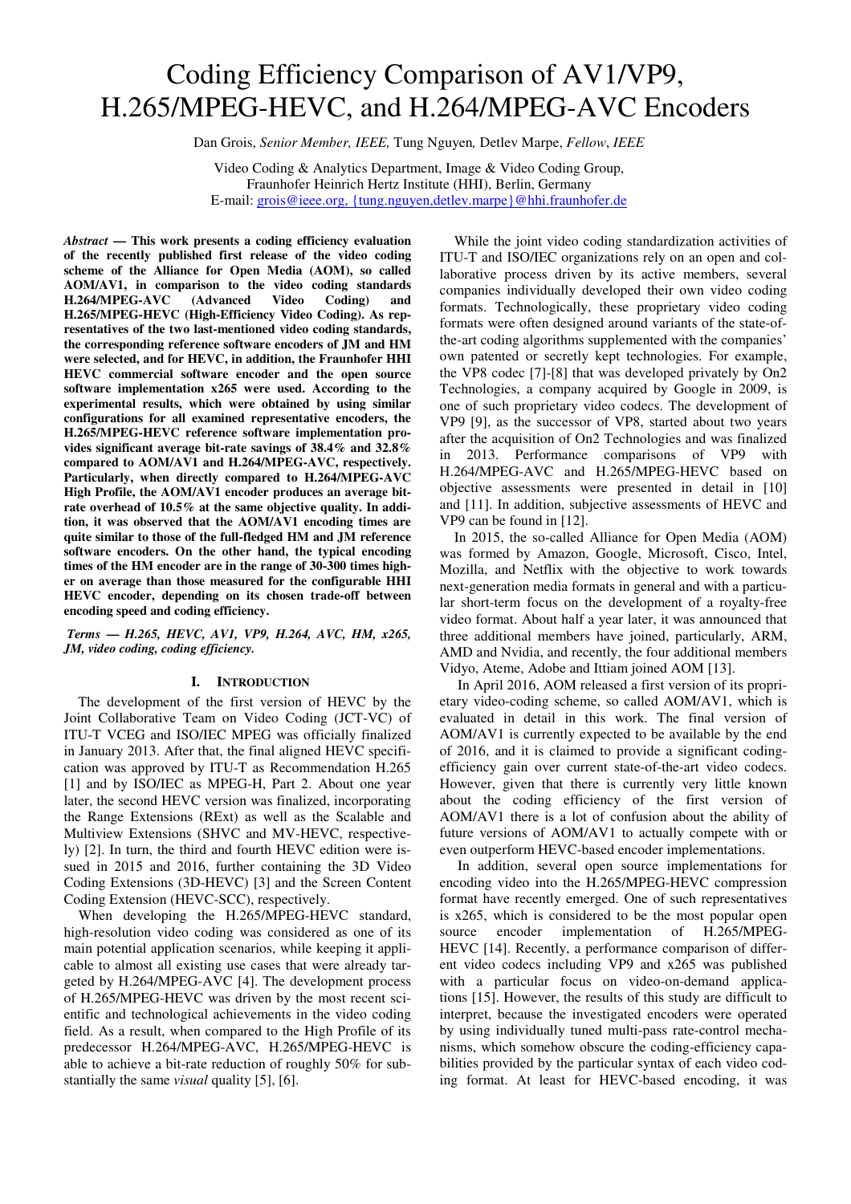# Coding Efficiency Comparison of AV1/VP9, H.265/MPEG-HEVC, and H.264/MPEG-AVC Encoders

Dan Grois, *Senior Member, IEEE,* Tung Nguyen*,* Detlev Marpe, *Fellow*, *IEEE*

Video Coding & Analytics Department, Image & Video Coding Group,
Fraunhofer Heinrich Hertz Institute (HHI), Berlin, Germany
E-mail: grois@ieee.org, {tung.nguyen,detlev.marpe}@hhi.fraunhofer.de

***Abstract* — This work presents a coding efficiency evaluation of the recently published first release of the video coding scheme of the Alliance for Open Media (AOM), so called AOM/AV1, in comparison to the video coding standards H.264/MPEG-AVC (Advanced Video Coding) and H.265/MPEG-HEVC (High-Efficiency Video Coding). As representatives of the two last-mentioned video coding standards, the corresponding reference software encoders of JM and HM were selected, and for HEVC, in addition, the Fraunhofer HHI HEVC commercial software encoder and the open source software implementation x265 were used. According to the experimental results, which were obtained by using similar configurations for all examined representative encoders, the H.265/MPEG-HEVC reference software implementation provides significant average bit-rate savings of 38.4% and 32.8% compared to AOM/AV1 and H.264/MPEG-AVC, respectively. Particularly, when directly compared to H.264/MPEG-AVC High Profile, the AOM/AV1 encoder produces an average bit-rate overhead of 10.5% at the same objective quality. In addition, it was observed that the AOM/AV1 encoding times are quite similar to those of the full-fledged HM and JM reference software encoders. On the other hand, the typical encoding times of the HM encoder are in the range of 30-300 times higher on average than those measured for the configurable HHI HEVC encoder, depending on its chosen trade-off between encoding speed and coding efficiency.**

***Terms — H.265, HEVC, AV1, VP9, H.264, AVC, HM, x265, JM, video coding, coding efficiency.***

## I. Introduction

The development of the first version of HEVC by the Joint Collaborative Team on Video Coding (JCT-VC) of ITU-T VCEG and ISO/IEC MPEG was officially finalized in January 2013. After that, the final aligned HEVC specification was approved by ITU-T as Recommendation H.265 [1] and by ISO/IEC as MPEG-H, Part 2. About one year later, the second HEVC version was finalized, incorporating the Range Extensions (RExt) as well as the Scalable and Multiview Extensions (SHVC and MV-HEVC, respectively) [2]. In turn, the third and fourth HEVC edition were issued in 2015 and 2016, further containing the 3D Video Coding Extensions (3D-HEVC) [3] and the Screen Content Coding Extension (HEVC-SCC), respectively.

When developing the H.265/MPEG-HEVC standard, high-resolution video coding was considered as one of its main potential application scenarios, while keeping it applicable to almost all existing use cases that were already targeted by H.264/MPEG-AVC [4]. The development process of H.265/MPEG-HEVC was driven by the most recent scientific and technological achievements in the video coding field. As a result, when compared to the High Profile of its predecessor H.264/MPEG-AVC, H.265/MPEG-HEVC is able to achieve a bit-rate reduction of roughly 50% for substantially the same *visual* quality [5], [6].

While the joint video coding standardization activities of ITU-T and ISO/IEC organizations rely on an open and collaborative process driven by its active members, several companies individually developed their own video coding formats. Technologically, these proprietary video coding formats were often designed around variants of the state-of-the-art coding algorithms supplemented with the companies' own patented or secretly kept technologies. For example, the VP8 codec [7]-[8] that was developed privately by On2 Technologies, a company acquired by Google in 2009, is one of such proprietary video codecs. The development of VP9 [9], as the successor of VP8, started about two years after the acquisition of On2 Technologies and was finalized in 2013. Performance comparisons of VP9 with H.264/MPEG-AVC and H.265/MPEG-HEVC based on objective assessments were presented in detail in [10] and [11]. In addition, subjective assessments of HEVC and VP9 can be found in [12].

In 2015, the so-called Alliance for Open Media (AOM) was formed by Amazon, Google, Microsoft, Cisco, Intel, Mozilla, and Netflix with the objective to work towards next-generation media formats in general and with a particular short-term focus on the development of a royalty-free video format. About half a year later, it was announced that three additional members have joined, particularly, ARM, AMD and Nvidia, and recently, the four additional members Vidyo, Ateme, Adobe and Ittiam joined AOM [13].

In April 2016, AOM released a first version of its proprietary video-coding scheme, so called AOM/AV1, which is evaluated in detail in this work. The final version of AOM/AV1 is currently expected to be available by the end of 2016, and it is claimed to provide a significant coding-efficiency gain over current state-of-the-art video codecs. However, given that there is currently very little known about the coding efficiency of the first version of AOM/AV1 there is a lot of confusion about the ability of future versions of AOM/AV1 to actually compete with or even outperform HEVC-based encoder implementations.

In addition, several open source implementations for encoding video into the H.265/MPEG-HEVC compression format have recently emerged. One of such representatives is x265, which is considered to be the most popular open source encoder implementation of H.265/MPEG-HEVC [14]. Recently, a performance comparison of different video codecs including VP9 and x265 was published with a particular focus on video-on-demand applications [15]. However, the results of this study are difficult to interpret, because the investigated encoders were operated by using individually tuned multi-pass rate-control mechanisms, which somehow obscure the coding-efficiency capabilities provided by the particular syntax of each video coding format. At least for HEVC-based encoding, it was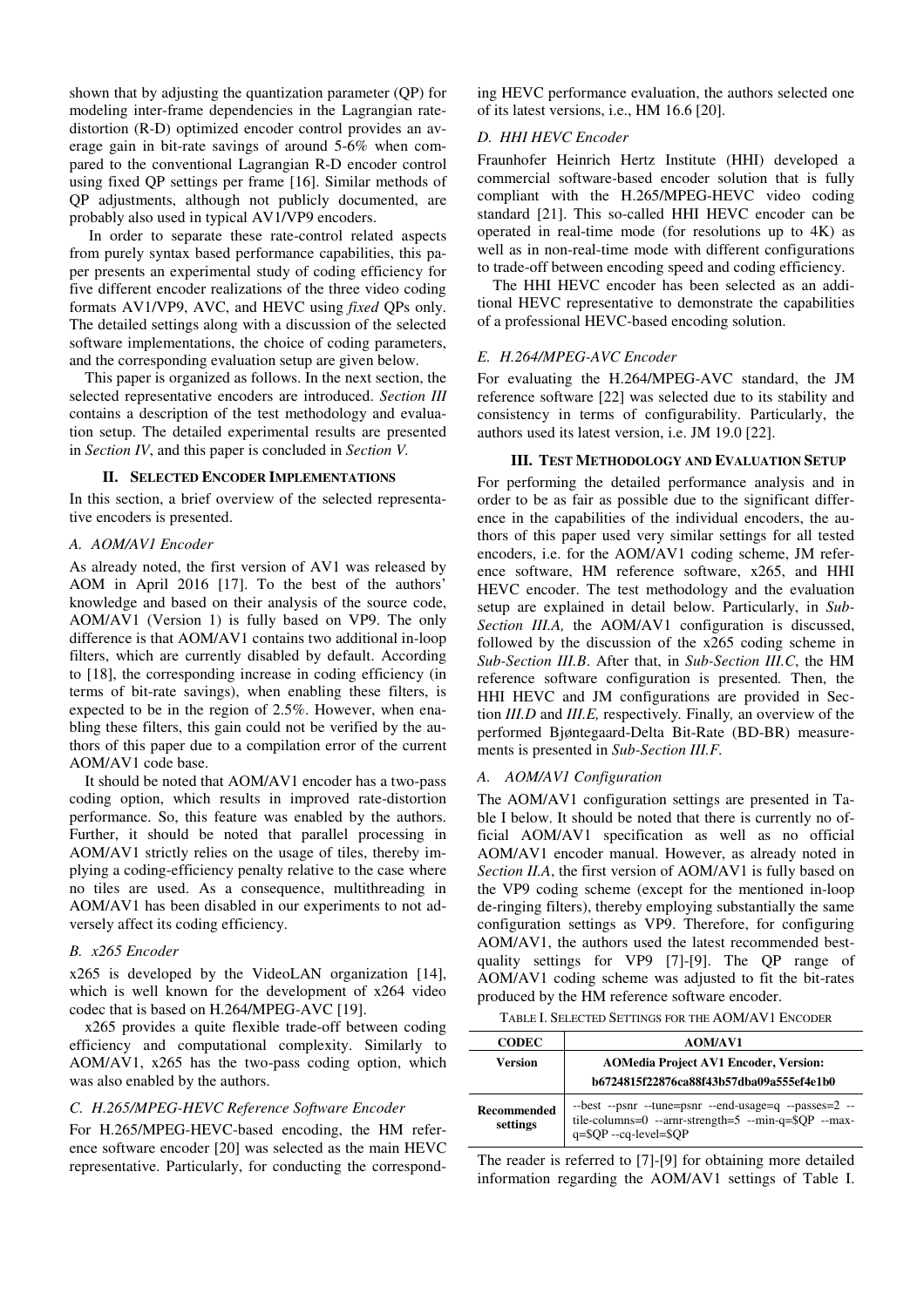shown that by adjusting the quantization parameter (QP) for modeling inter-frame dependencies in the Lagrangian rate-distortion (R-D) optimized encoder control provides an average gain in bit-rate savings of around 5-6% when compared to the conventional Lagrangian R-D encoder control using fixed QP settings per frame [16]. Similar methods of QP adjustments, although not publicly documented, are probably also used in typical AV1/VP9 encoders.

In order to separate these rate-control related aspects from purely syntax based performance capabilities, this paper presents an experimental study of coding efficiency for five different encoder realizations of the three video coding formats AV1/VP9, AVC, and HEVC using *fixed* QPs only. The detailed settings along with a discussion of the selected software implementations, the choice of coding parameters, and the corresponding evaluation setup are given below.

This paper is organized as follows. In the next section, the selected representative encoders are introduced. *Section III* contains a description of the test methodology and evaluation setup. The detailed experimental results are presented in *Section IV*, and this paper is concluded in *Section V*.

## II. Selected Encoder Implementations

In this section, a brief overview of the selected representative encoders is presented.

### *A. AOM/AV1 Encoder*

As already noted, the first version of AV1 was released by AOM in April 2016 [17]. To the best of the authors' knowledge and based on their analysis of the source code, AOM/AV1 (Version 1) is fully based on VP9. The only difference is that AOM/AV1 contains two additional in-loop filters, which are currently disabled by default. According to [18], the corresponding increase in coding efficiency (in terms of bit-rate savings), when enabling these filters, is expected to be in the region of 2.5%. However, when enabling these filters, this gain could not be verified by the authors of this paper due to a compilation error of the current AOM/AV1 code base.

It should be noted that AOM/AV1 encoder has a two-pass coding option, which results in improved rate-distortion performance. So, this feature was enabled by the authors. Further, it should be noted that parallel processing in AOM/AV1 strictly relies on the usage of tiles, thereby implying a coding-efficiency penalty relative to the case where no tiles are used. As a consequence, multithreading in AOM/AV1 has been disabled in our experiments to not adversely affect its coding efficiency.

### *B. x265 Encoder*

x265 is developed by the VideoLAN organization [14], which is well known for the development of x264 video codec that is based on H.264/MPEG-AVC [19].

x265 provides a quite flexible trade-off between coding efficiency and computational complexity. Similarly to AOM/AV1, x265 has the two-pass coding option, which was also enabled by the authors.

### *C. H.265/MPEG-HEVC Reference Software Encoder*

For H.265/MPEG-HEVC-based encoding, the HM reference software encoder [20] was selected as the main HEVC representative. Particularly, for conducting the corresponding HEVC performance evaluation, the authors selected one of its latest versions, i.e., HM 16.6 [20].

### *D. HHI HEVC Encoder*

Fraunhofer Heinrich Hertz Institute (HHI) developed a commercial software-based encoder solution that is fully compliant with the H.265/MPEG-HEVC video coding standard [21]. This so-called HHI HEVC encoder can be operated in real-time mode (for resolutions up to 4K) as well as in non-real-time mode with different configurations to trade-off between encoding speed and coding efficiency.

The HHI HEVC encoder has been selected as an additional HEVC representative to demonstrate the capabilities of a professional HEVC-based encoding solution.

### *E. H.264/MPEG-AVC Encoder*

For evaluating the H.264/MPEG-AVC standard, the JM reference software [22] was selected due to its stability and consistency in terms of configurability. Particularly, the authors used its latest version, i.e. JM 19.0 [22].

## III. Test Methodology and Evaluation Setup

For performing the detailed performance analysis and in order to be as fair as possible due to the significant difference in the capabilities of the individual encoders, the authors of this paper used very similar settings for all tested encoders, i.e. for the AOM/AV1 coding scheme, JM reference software, HM reference software, x265, and HHI HEVC encoder. The test methodology and the evaluation setup are explained in detail below. Particularly, in *Sub-Section III.A,* the AOM/AV1 configuration is discussed, followed by the discussion of the x265 coding scheme in *Sub-Section III.B*. After that, in *Sub-Section III.C*, the HM reference software configuration is presented. Then, the HHI HEVC and JM configurations are provided in Section *III.D* and *III.E,* respectively. Finally, an overview of the performed Bjøntegaard-Delta Bit-Rate (BD-BR) measurements is presented in *Sub-Section III.F*.

### *A. AOM/AV1 Configuration*

The AOM/AV1 configuration settings are presented in Table I below. It should be noted that there is currently no official AOM/AV1 specification as well as no official AOM/AV1 encoder manual. However, as already noted in *Section II.A*, the first version of AOM/AV1 is fully based on the VP9 coding scheme (except for the mentioned in-loop de-ringing filters), thereby employing substantially the same configuration settings as VP9. Therefore, for configuring AOM/AV1, the authors used the latest recommended best-quality settings for VP9 [7]-[9]. The QP range of AOM/AV1 coding scheme was adjusted to fit the bit-rates produced by the HM reference software encoder.

TABLE I. Selected Settings for the AOM/AV1 Encoder

| **CODEC** | **AOM/AV1** |
|---|---|
| **Version** | **AOMedia Project AV1 Encoder, Version: b6724815f22876ca88f43b57dba09a555ef4e1b0** |
| **Recommended settings** | --best --psnr --tune=psnr --end-usage=q --passes=2 --tile-columns=0 --arnr-strength=5 --min-q=$QP --max-q=$QP --cq-level=$QP |

The reader is referred to [7]-[9] for obtaining more detailed information regarding the AOM/AV1 settings of Table I.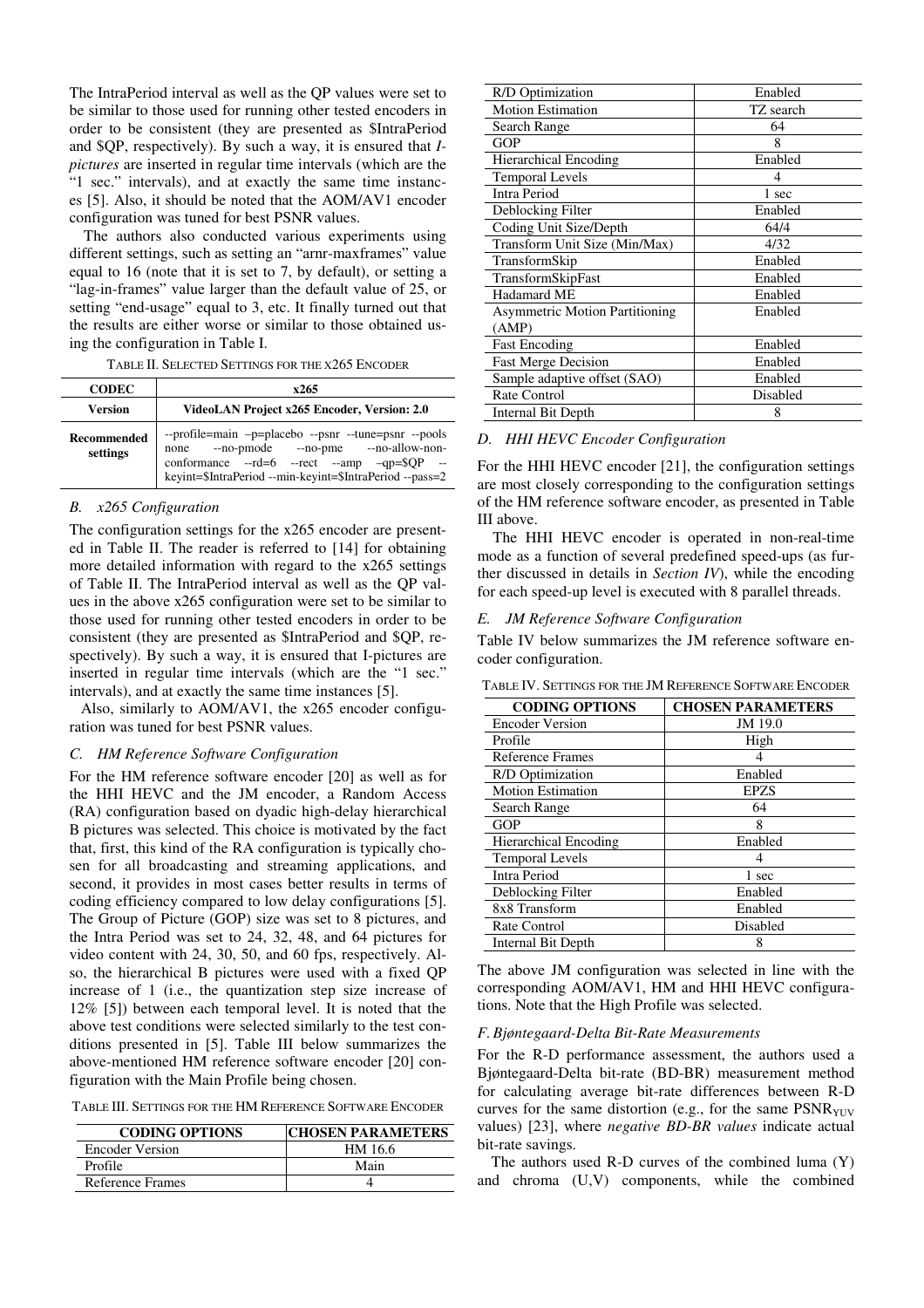The IntraPeriod interval as well as the QP values were set to be similar to those used for running other tested encoders in order to be consistent (they are presented as $IntraPeriod and $QP, respectively). By such a way, it is ensured that *I-pictures* are inserted in regular time intervals (which are the "1 sec." intervals), and at exactly the same time instances [5]. Also, it should be noted that the AOM/AV1 encoder configuration was tuned for best PSNR values.

The authors also conducted various experiments using different settings, such as setting an "arnr-maxframes" value equal to 16 (note that it is set to 7, by default), or setting a "lag-in-frames" value larger than the default value of 25, or setting "end-usage" equal to 3, etc. It finally turned out that the results are either worse or similar to those obtained using the configuration in Table I.

TABLE II. SELECTED SETTINGS FOR THE X265 ENCODER

| **CODEC** | **x265** |
|---|---|
| **Version** | **VideoLAN Project x265 Encoder, Version: 2.0** |
| **Recommended settings** | --profile=main –p=placebo --psnr --tune=psnr --pools none --no-pmode --no-pme --no-allow-non-conformance --rd=6 --rect --amp –qp=$QP --keyint=$IntraPeriod --min-keyint=$IntraPeriod --pass=2 |

### *B. x265 Configuration*

The configuration settings for the x265 encoder are presented in Table II. The reader is referred to [14] for obtaining more detailed information with regard to the x265 settings of Table II. The IntraPeriod interval as well as the QP values in the above x265 configuration were set to be similar to those used for running other tested encoders in order to be consistent (they are presented as $IntraPeriod and $QP, respectively). By such a way, it is ensured that I-pictures are inserted in regular time intervals (which are the "1 sec." intervals), and at exactly the same time instances [5].

Also, similarly to AOM/AV1, the x265 encoder configuration was tuned for best PSNR values.

### *C. HM Reference Software Configuration*

For the HM reference software encoder [20] as well as for the HHI HEVC and the JM encoder, a Random Access (RA) configuration based on dyadic high-delay hierarchical B pictures was selected. This choice is motivated by the fact that, first, this kind of the RA configuration is typically chosen for all broadcasting and streaming applications, and second, it provides in most cases better results in terms of coding efficiency compared to low delay configurations [5]. The Group of Picture (GOP) size was set to 8 pictures, and the Intra Period was set to 24, 32, 48, and 64 pictures for video content with 24, 30, 50, and 60 fps, respectively. Also, the hierarchical B pictures were used with a fixed QP increase of 1 (i.e., the quantization step size increase of 12% [5]) between each temporal level. It is noted that the above test conditions were selected similarly to the test conditions presented in [5]. Table III below summarizes the above-mentioned HM reference software encoder [20] configuration with the Main Profile being chosen.

TABLE III. SETTINGS FOR THE HM REFERENCE SOFTWARE ENCODER

| **CODING OPTIONS** | **CHOSEN PARAMETERS** |
|---|---|
| Encoder Version | HM 16.6 |
| Profile | Main |
| Reference Frames | 4 |
| R/D Optimization | Enabled |
| Motion Estimation | TZ search |
| Search Range | 64 |
| GOP | 8 |
| Hierarchical Encoding | Enabled |
| Temporal Levels | 4 |
| Intra Period | 1 sec |
| Deblocking Filter | Enabled |
| Coding Unit Size/Depth | 64/4 |
| Transform Unit Size (Min/Max) | 4/32 |
| TransformSkip | Enabled |
| TransformSkipFast | Enabled |
| Hadamard ME | Enabled |
| Asymmetric Motion Partitioning (AMP) | Enabled |
| Fast Encoding | Enabled |
| Fast Merge Decision | Enabled |
| Sample adaptive offset (SAO) | Enabled |
| Rate Control | Disabled |
| Internal Bit Depth | 8 |

### *D. HHI HEVC Encoder Configuration*

For the HHI HEVC encoder [21], the configuration settings are most closely corresponding to the configuration settings of the HM reference software encoder, as presented in Table III above.

The HHI HEVC encoder is operated in non-real-time mode as a function of several predefined speed-ups (as further discussed in details in *Section IV*), while the encoding for each speed-up level is executed with 8 parallel threads.

### *E. JM Reference Software Configuration*

Table IV below summarizes the JM reference software encoder configuration.

TABLE IV. SETTINGS FOR THE JM REFERENCE SOFTWARE ENCODER

| **CODING OPTIONS** | **CHOSEN PARAMETERS** |
|---|---|
| Encoder Version | JM 19.0 |
| Profile | High |
| Reference Frames | 4 |
| R/D Optimization | Enabled |
| Motion Estimation | EPZS |
| Search Range | 64 |
| GOP | 8 |
| Hierarchical Encoding | Enabled |
| Temporal Levels | 4 |
| Intra Period | 1 sec |
| Deblocking Filter | Enabled |
| 8x8 Transform | Enabled |
| Rate Control | Disabled |
| Internal Bit Depth | 8 |

The above JM configuration was selected in line with the corresponding AOM/AV1, HM and HHI HEVC configurations. Note that the High Profile was selected.

### *F. Bjøntegaard-Delta Bit-Rate Measurements*

For the R-D performance assessment, the authors used a Bjøntegaard-Delta bit-rate (BD-BR) measurement method for calculating average bit-rate differences between R-D curves for the same distortion (e.g., for the same $PSNR_{YUV}$ values) [23], where *negative BD-BR values* indicate actual bit-rate savings.

The authors used R-D curves of the combined luma (Y) and chroma (U,V) components, while the combined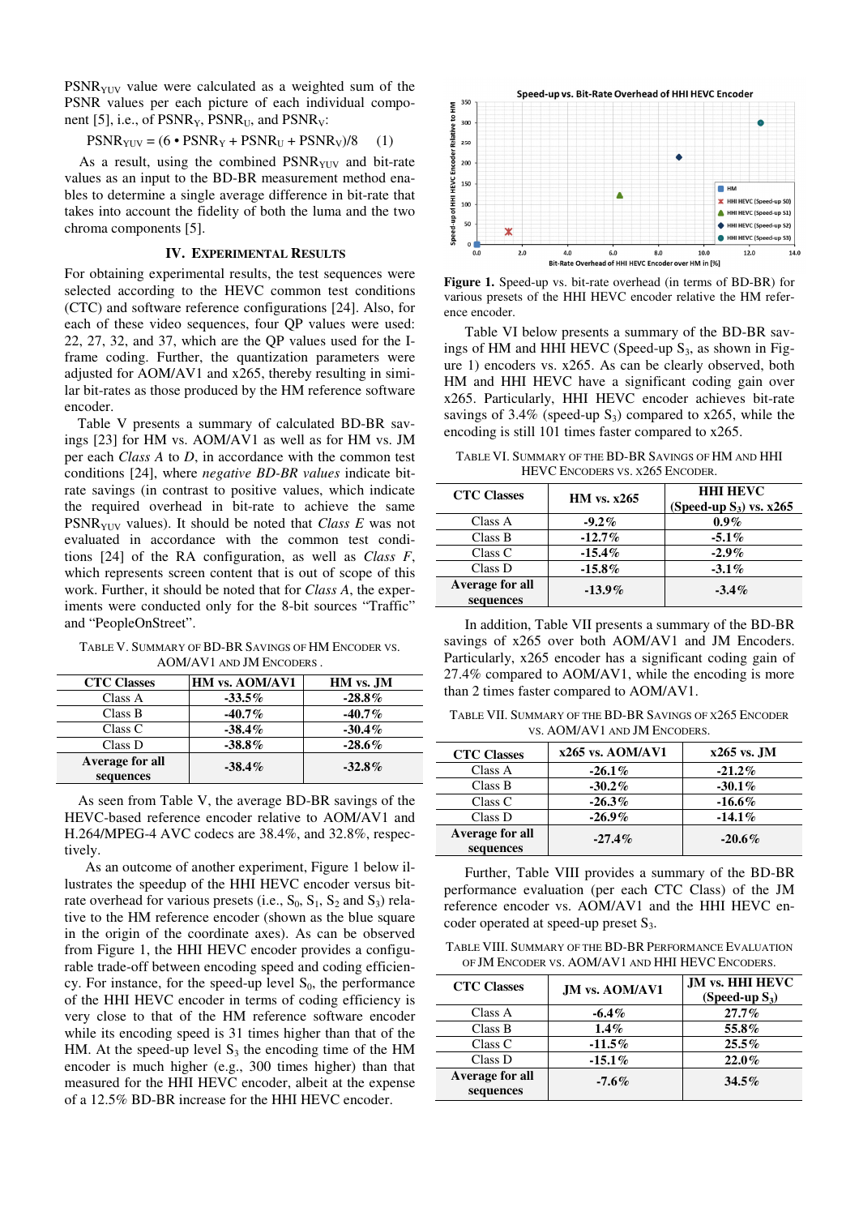$PSNR_{YUV}$ value were calculated as a weighted sum of the PSNR values per each picture of each individual component [5], i.e., of $PSNR_Y$, $PSNR_U$, and $PSNR_V$:

$$PSNR_{YUV} = (6 \cdot PSNR_Y + PSNR_U + PSNR_V)/8 \quad (1)$$

As a result, using the combined $PSNR_{YUV}$ and bit-rate values as an input to the BD-BR measurement method enables to determine a single average difference in bit-rate that takes into account the fidelity of both the luma and the two chroma components [5].

## IV. Experimental Results

For obtaining experimental results, the test sequences were selected according to the HEVC common test conditions (CTC) and software reference configurations [24]. Also, for each of these video sequences, four QP values were used: 22, 27, 32, and 37, which are the QP values used for the I-frame coding. Further, the quantization parameters were adjusted for AOM/AV1 and x265, thereby resulting in similar bit-rates as those produced by the HM reference software encoder.

Table V presents a summary of calculated BD-BR savings [23] for HM vs. AOM/AV1 as well as for HM vs. JM per each *Class A* to *D*, in accordance with the common test conditions [24], where *negative BD-BR values* indicate bit-rate savings (in contrast to positive values, which indicate the required overhead in bit-rate to achieve the same $PSNR_{YUV}$ values). It should be noted that *Class E* was not evaluated in accordance with the common test conditions [24] of the RA configuration, as well as *Class F*, which represents screen content that is out of scope of this work. Further, it should be noted that for *Class A*, the experiments were conducted only for the 8-bit sources "Traffic" and "PeopleOnStreet".

TABLE V. Summary of BD-BR Savings of HM Encoder vs. AOM/AV1 and JM Encoders .

| CTC Classes | HM vs. AOM/AV1 | HM vs. JM |
|---|---|---|
| Class A | -33.5% | -28.8% |
| Class B | -40.7% | -40.7% |
| Class C | -38.4% | -30.4% |
| Class D | -38.8% | -28.6% |
| **Average for all sequences** | **-38.4%** | **-32.8%** |

As seen from Table V, the average BD-BR savings of the HEVC-based reference encoder relative to AOM/AV1 and H.264/MPEG-4 AVC codecs are 38.4%, and 32.8%, respectively.

As an outcome of another experiment, Figure 1 below illustrates the speedup of the HHI HEVC encoder versus bit-rate overhead for various presets (i.e., $S_0$, $S_1$, $S_2$ and $S_3$) relative to the HM reference encoder (shown as the blue square in the origin of the coordinate axes). As can be observed from Figure 1, the HHI HEVC encoder provides a configurable trade-off between encoding speed and coding efficiency. For instance, for the speed-up level $S_0$, the performance of the HHI HEVC encoder in terms of coding efficiency is very close to that of the HM reference software encoder while its encoding speed is 31 times higher than that of the HM. At the speed-up level $S_3$ the encoding time of the HM encoder is much higher (e.g., 300 times higher) than that measured for the HHI HEVC encoder, albeit at the expense of a 12.5% BD-BR increase for the HHI HEVC encoder.

**Figure 1.** Speed-up vs. bit-rate overhead (in terms of BD-BR) for various presets of the HHI HEVC encoder relative the HM reference encoder.

Table VI below presents a summary of the BD-BR savings of HM and HHI HEVC (Speed-up $S_3$, as shown in Figure 1) encoders vs. x265. As can be clearly observed, both HM and HHI HEVC have a significant coding gain over x265. Particularly, HHI HEVC encoder achieves bit-rate savings of 3.4% (speed-up $S_3$) compared to x265, while the encoding is still 101 times faster compared to x265.

TABLE VI. Summary of the BD-BR Savings of HM and HHI HEVC Encoders vs. x265 Encoder.

| CTC Classes | HM vs. x265 | HHI HEVC (Speed-up $S_3$) vs. x265 |
|---|---|---|
| Class A | -9.2% | 0.9% |
| Class B | -12.7% | -5.1% |
| Class C | -15.4% | -2.9% |
| Class D | -15.8% | -3.1% |
| **Average for all sequences** | **-13.9%** | **-3.4%** |

In addition, Table VII presents a summary of the BD-BR savings of x265 over both AOM/AV1 and JM Encoders. Particularly, x265 encoder has a significant coding gain of 27.4% compared to AOM/AV1, while the encoding is more than 2 times faster compared to AOM/AV1.

TABLE VII. Summary of the BD-BR Savings of x265 Encoder vs. AOM/AV1 and JM Encoders.

| CTC Classes | x265 vs. AOM/AV1 | x265 vs. JM |
|---|---|---|
| Class A | -26.1% | -21.2% |
| Class B | -30.2% | -30.1% |
| Class C | -26.3% | -16.6% |
| Class D | -26.9% | -14.1% |
| **Average for all sequences** | **-27.4%** | **-20.6%** |

Further, Table VIII provides a summary of the BD-BR performance evaluation (per each CTC Class) of the JM reference encoder vs. AOM/AV1 and the HHI HEVC encoder operated at speed-up preset $S_3$.

TABLE VIII. Summary of the BD-BR Performance Evaluation of JM Encoder vs. AOM/AV1 and HHI HEVC Encoders.

| CTC Classes | JM vs. AOM/AV1 | JM vs. HHI HEVC (Speed-up $S_3$) |
|---|---|---|
| Class A | -6.4% | 27.7% |
| Class B | 1.4% | 55.8% |
| Class C | -11.5% | 25.5% |
| Class D | -15.1% | 22.0% |
| **Average for all sequences** | **-7.6%** | **34.5%** |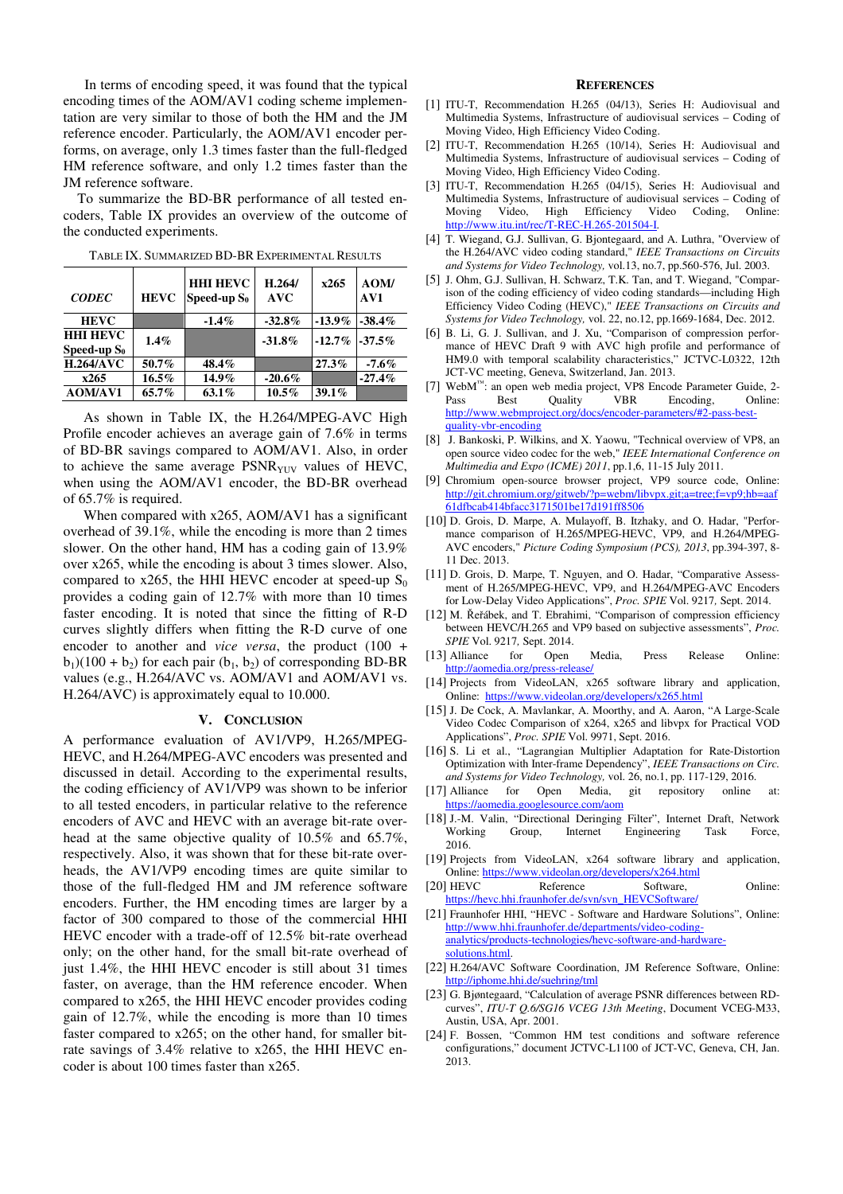In terms of encoding speed, it was found that the typical encoding times of the AOM/AV1 coding scheme implementation are very similar to those of both the HM and the JM reference encoder. Particularly, the AOM/AV1 encoder performs, on average, only 1.3 times faster than the full-fledged HM reference software, and only 1.2 times faster than the JM reference software.

To summarize the BD-BR performance of all tested encoders, Table IX provides an overview of the outcome of the conducted experiments.

TABLE IX. SUMMARIZED BD-BR EXPERIMENTAL RESULTS

| *CODEC* | HEVC | HHI HEVC Speed-up $S_0$ | H.264/ AVC | x265 | AOM/ AV1 |
|---|---|---|---|---|---|
| **HEVC** | | -1.4% | -32.8% | -13.9% | -38.4% |
| **HHI HEVC Speed-up $S_0$** | 1.4% | | -31.8% | -12.7% | -37.5% |
| **H.264/AVC** | 50.7% | 48.4% | | 27.3% | -7.6% |
| **x265** | 16.5% | 14.9% | -20.6% | | -27.4% |
| **AOM/AV1** | 65.7% | 63.1% | 10.5% | 39.1% | |

As shown in Table IX, the H.264/MPEG-AVC High Profile encoder achieves an average gain of 7.6% in terms of BD-BR savings compared to AOM/AV1. Also, in order to achieve the same average $PSNR_{YUV}$ values of HEVC, when using the AOM/AV1 encoder, the BD-BR overhead of 65.7% is required.

When compared with x265, AOM/AV1 has a significant overhead of 39.1%, while the encoding is more than 2 times slower. On the other hand, HM has a coding gain of 13.9% over x265, while the encoding is about 3 times slower. Also, compared to x265, the HHI HEVC encoder at speed-up $S_0$ provides a coding gain of 12.7% with more than 10 times faster encoding. It is noted that since the fitting of R-D curves slightly differs when fitting the R-D curve of one encoder to another and *vice versa*, the product $(100 + b_1)(100 + b_2)$ for each pair $(b_1, b_2)$ of corresponding BD-BR values (e.g., H.264/AVC vs. AOM/AV1 and AOM/AV1 vs. H.264/AVC) is approximately equal to 10.000.

## V. CONCLUSION

A performance evaluation of AV1/VP9, H.265/MPEG-HEVC, and H.264/MPEG-AVC encoders was presented and discussed in detail. According to the experimental results, the coding efficiency of AV1/VP9 was shown to be inferior to all tested encoders, in particular relative to the reference encoders of AVC and HEVC with an average bit-rate overhead at the same objective quality of 10.5% and 65.7%, respectively. Also, it was shown that for these bit-rate overheads, the AV1/VP9 encoding times are quite similar to those of the full-fledged HM and JM reference software encoders. Further, the HM encoding times are larger by a factor of 300 compared to those of the commercial HHI HEVC encoder with a trade-off of 12.5% bit-rate overhead only; on the other hand, for the small bit-rate overhead of just 1.4%, the HHI HEVC encoder is still about 31 times faster, on average, than the HM reference encoder. When compared to x265, the HHI HEVC encoder provides coding gain of 12.7%, while the encoding is more than 10 times faster compared to x265; on the other hand, for smaller bit-rate savings of 3.4% relative to x265, the HHI HEVC encoder is about 100 times faster than x265.

## REFERENCES

[1] ITU-T, Recommendation H.265 (04/13), Series H: Audiovisual and Multimedia Systems, Infrastructure of audiovisual services – Coding of Moving Video, High Efficiency Video Coding.

[2] ITU-T, Recommendation H.265 (10/14), Series H: Audiovisual and Multimedia Systems, Infrastructure of audiovisual services – Coding of Moving Video, High Efficiency Video Coding.

[3] ITU-T, Recommendation H.265 (04/15), Series H: Audiovisual and Multimedia Systems, Infrastructure of audiovisual services – Coding of Moving Video, High Efficiency Video Coding, Online: http://www.itu.int/rec/T-REC-H.265-201504-I.

[4] T. Wiegand, G.J. Sullivan, G. Bjontegaard, and A. Luthra, "Overview of the H.264/AVC video coding standard," *IEEE Transactions on Circuits and Systems for Video Technology,* vol.13, no.7, pp.560-576, Jul. 2003.

[5] J. Ohm, G.J. Sullivan, H. Schwarz, T.K. Tan, and T. Wiegand, "Comparison of the coding efficiency of video coding standards—including High Efficiency Video Coding (HEVC)," *IEEE Transactions on Circuits and Systems for Video Technology,* vol. 22, no.12, pp.1669-1684, Dec. 2012.

[6] B. Li, G. J. Sullivan, and J. Xu, "Comparison of compression performance of HEVC Draft 9 with AVC high profile and performance of HM9.0 with temporal scalability characteristics," JCTVC-L0322, 12th JCT-VC meeting, Geneva, Switzerland, Jan. 2013.

[7] WebM™: an open web media project, VP8 Encode Parameter Guide, 2-Pass Best Quality VBR Encoding, Online: http://www.webmproject.org/docs/encoder-parameters/#2-pass-best-quality-vbr-encoding

[8] J. Bankoski, P. Wilkins, and X. Yaowu, "Technical overview of VP8, an open source video codec for the web," *IEEE International Conference on Multimedia and Expo (ICME) 2011*, pp.1,6, 11-15 July 2011.

[9] Chromium open-source browser project, VP9 source code, Online: http://git.chromium.org/gitweb/?p=webm/libvpx.git;a=tree;f=vp9;hb=aaf61dfbcab414bfacc3171501be17d191ff8506

[10] D. Grois, D. Marpe, A. Mulayoff, B. Itzhaky, and O. Hadar, "Performance comparison of H.265/MPEG-HEVC, VP9, and H.264/MPEG-AVC encoders," *Picture Coding Symposium (PCS), 2013*, pp.394-397, 8-11 Dec. 2013.

[11] D. Grois, D. Marpe, T. Nguyen, and O. Hadar, "Comparative Assessment of H.265/MPEG-HEVC, VP9, and H.264/MPEG-AVC Encoders for Low-Delay Video Applications", *Proc. SPIE* Vol. 9217*,* Sept. 2014.

[12] M. Řeřábek, and T. Ebrahimi, "Comparison of compression efficiency between HEVC/H.265 and VP9 based on subjective assessments", *Proc. SPIE* Vol. 9217*,* Sept. 2014.

[13] Alliance for Open Media, Press Release Online: http://aomedia.org/press-release/

[14] Projects from VideoLAN, x265 software library and application, Online: https://www.videolan.org/developers/x265.html

[15] J. De Cock, A. Mavlankar, A. Moorthy, and A. Aaron, "A Large-Scale Video Codec Comparison of x264, x265 and libvpx for Practical VOD Applications", *Proc. SPIE* Vol. 9971, Sept. 2016.

[16] S. Li et al., "Lagrangian Multiplier Adaptation for Rate-Distortion Optimization with Inter-frame Dependency", *IEEE Transactions on Circ. and Systems for Video Technology,* vol. 26, no.1, pp. 117-129, 2016.

[17] Alliance for Open Media, git repository online at: https://aomedia.googlesource.com/aom

[18] J.-M. Valin, "Directional Deringing Filter", Internet Draft, Network Working Group, Internet Engineering Task Force, 2016.

[19] Projects from VideoLAN, x264 software library and application, Online: https://www.videolan.org/developers/x264.html

[20] HEVC Reference Software, Online: https://hevc.hhi.fraunhofer.de/svn/svn_HEVCSoftware/

[21] Fraunhofer HHI, "HEVC - Software and Hardware Solutions", Online: http://www.hhi.fraunhofer.de/departments/video-coding-analytics/products-technologies/hevc-software-and-hardware-solutions.html.

[22] H.264/AVC Software Coordination, JM Reference Software, Online: http://iphome.hhi.de/suehring/tml

[23] G. Bjøntegaard, "Calculation of average PSNR differences between RD-curves", *ITU-T Q.6/SG16 VCEG 13th Meeting*, Document VCEG-M33, Austin, USA, Apr. 2001.

[24] F. Bossen, "Common HM test conditions and software reference configurations," document JCTVC-L1100 of JCT-VC, Geneva, CH, Jan. 2013.